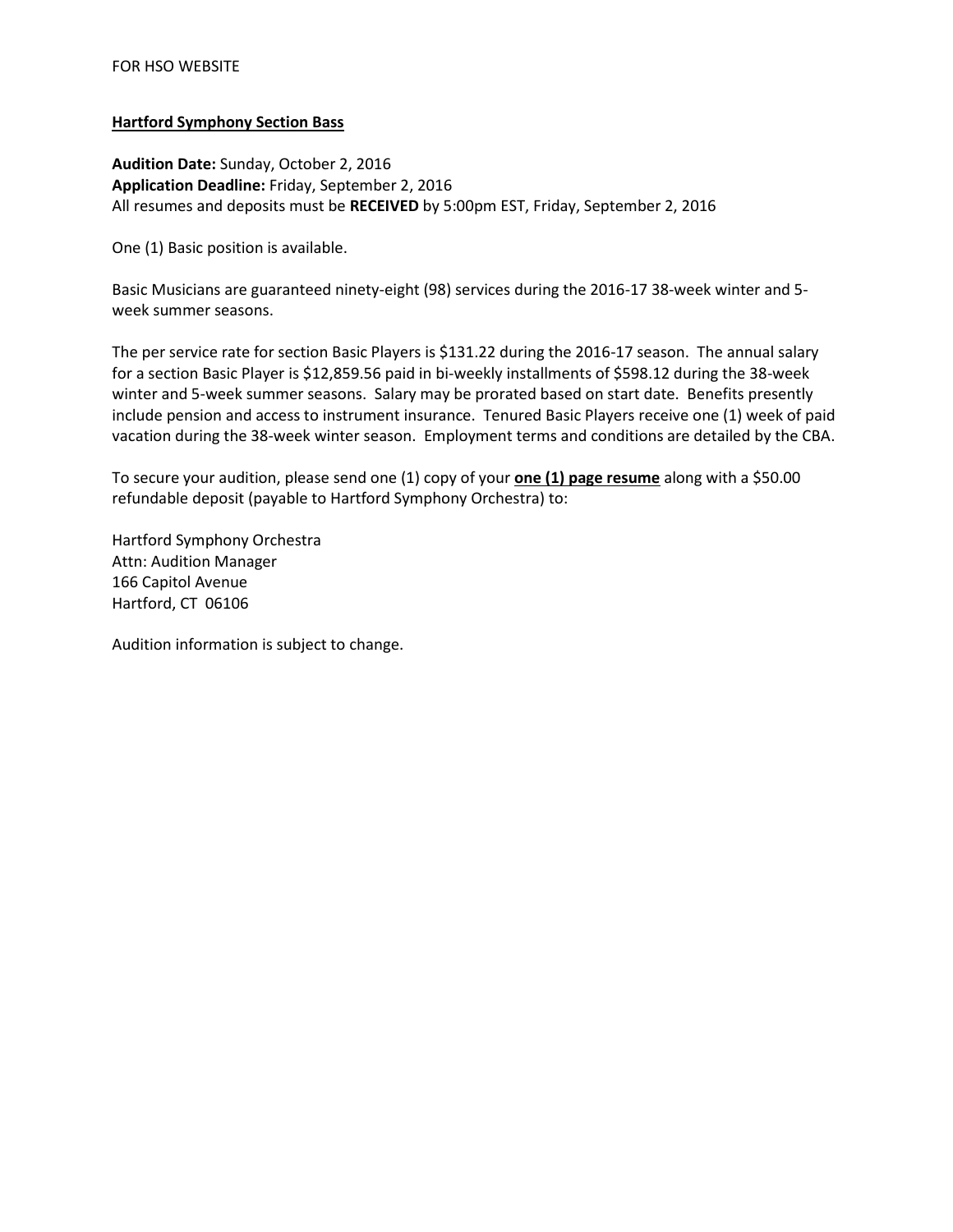FOR HSO WEBSITE

## Hartford Symphony Section Bass

**Audition Date:** Sunday, October 2, 2016
**Application Deadline:** Friday, September 2, 2016
All resumes and deposits must be **RECEIVED** by 5:00pm EST, Friday, September 2, 2016

One (1) Basic position is available.

Basic Musicians are guaranteed ninety-eight (98) services during the 2016-17 38-week winter and 5-week summer seasons.

The per service rate for section Basic Players is $131.22 during the 2016-17 season. The annual salary for a section Basic Player is $12,859.56 paid in bi-weekly installments of $598.12 during the 38-week winter and 5-week summer seasons. Salary may be prorated based on start date. Benefits presently include pension and access to instrument insurance. Tenured Basic Players receive one (1) week of paid vacation during the 38-week winter season. Employment terms and conditions are detailed by the CBA.

To secure your audition, please send one (1) copy of your **one (1) page resume** along with a $50.00 refundable deposit (payable to Hartford Symphony Orchestra) to:

Hartford Symphony Orchestra
Attn: Audition Manager
166 Capitol Avenue
Hartford, CT 06106

Audition information is subject to change.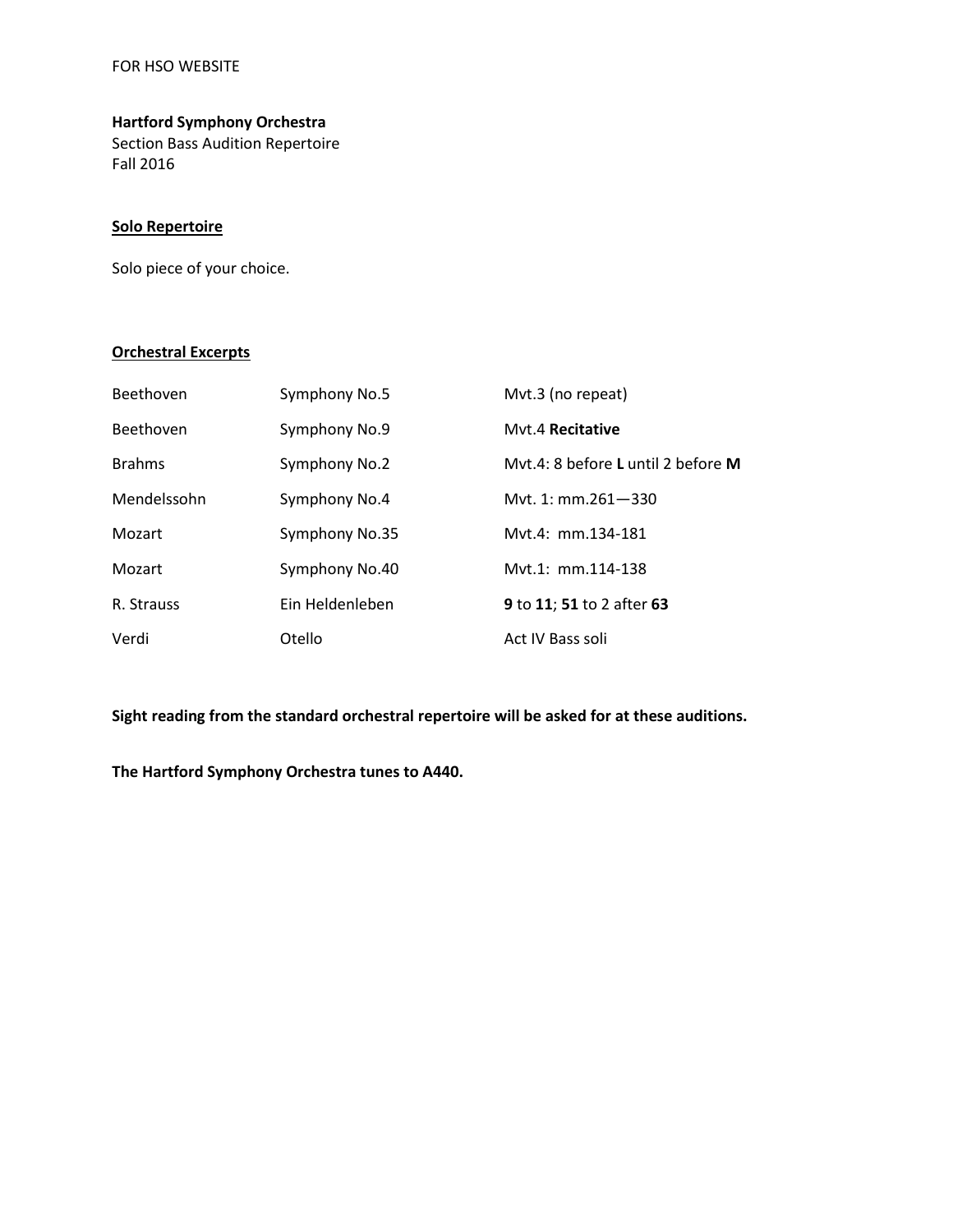FOR HSO WEBSITE

**Hartford Symphony Orchestra**
Section Bass Audition Repertoire
Fall 2016

## Solo Repertoire

Solo piece of your choice.

## Orchestral Excerpts

| | | |
|---|---|---|
| Beethoven | Symphony No.5 | Mvt.3 (no repeat) |
| Beethoven | Symphony No.9 | Mvt.4 **Recitative** |
| Brahms | Symphony No.2 | Mvt.4: 8 before **L** until 2 before **M** |
| Mendelssohn | Symphony No.4 | Mvt. 1: mm.261—330 |
| Mozart | Symphony No.35 | Mvt.4: mm.134-181 |
| Mozart | Symphony No.40 | Mvt.1: mm.114-138 |
| R. Strauss | Ein Heldenleben | **9** to **11**; **51** to 2 after **63** |
| Verdi | Otello | Act IV Bass soli |

**Sight reading from the standard orchestral repertoire will be asked for at these auditions.**

**The Hartford Symphony Orchestra tunes to A440.**